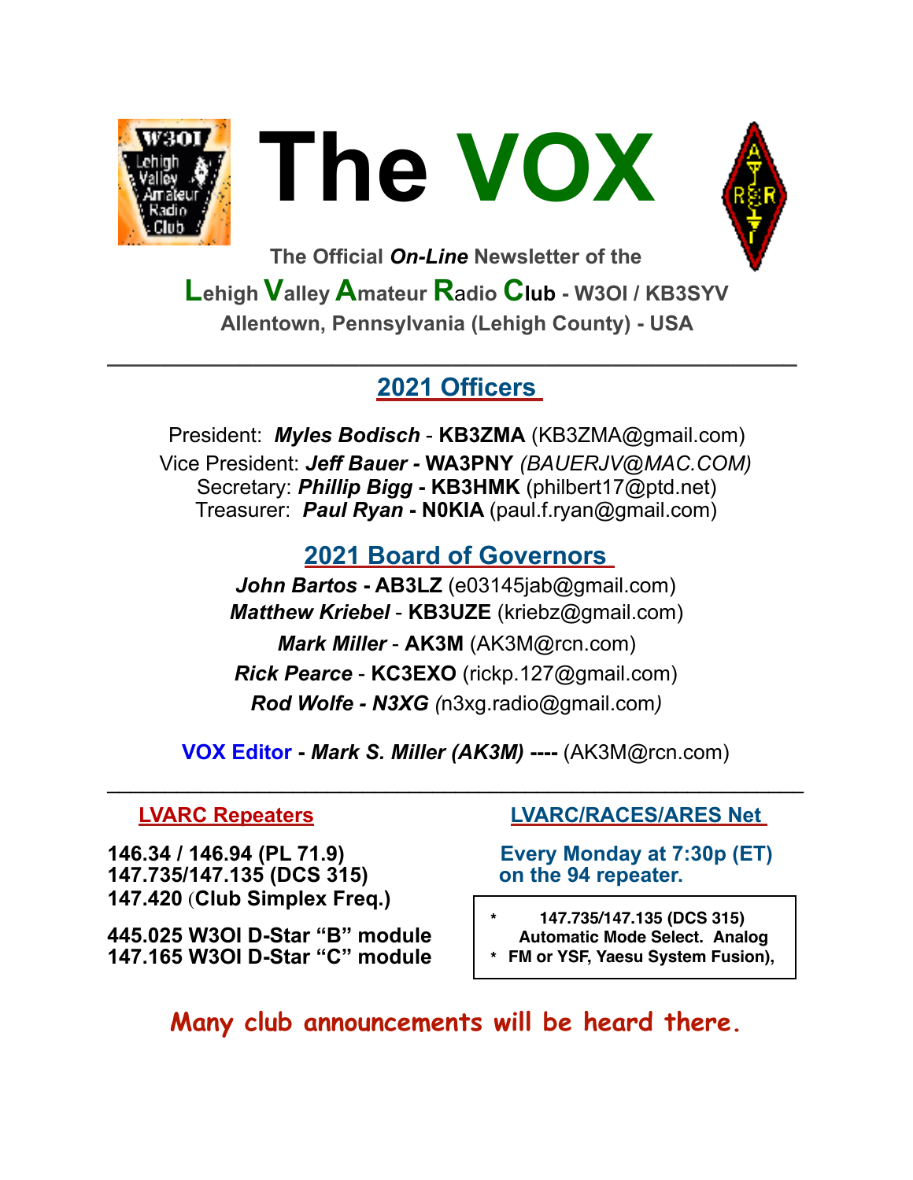# The VOX

The Official ***On-Line*** Newsletter of the

**Lehigh Valley Amateur Radio Club - W3OI / KB3SYV**

**Allentown, Pennsylvania (Lehigh County) - USA**

---

## 2021 Officers

President: ***Myles Bodisch*** - **KB3ZMA** (KB3ZMA@gmail.com)
Vice President: ***Jeff Bauer*** **- WA3PNY** *(BAUERJV@MAC.COM)*
Secretary: ***Phillip Bigg*** **- KB3HMK** (philbert17@ptd.net)
Treasurer: ***Paul Ryan*** **- N0KIA** (paul.f.ryan@gmail.com)

## 2021 Board of Governors

***John Bartos*** **- AB3LZ** (e03145jab@gmail.com)
***Matthew Kriebel*** - **KB3UZE** (kriebz@gmail.com)
***Mark Miller*** - **AK3M** (AK3M@rcn.com)
***Rick Pearce*** - **KC3EXO** (rickp.127@gmail.com)
***Rod Wolfe - N3XG*** (n3xg.radio@gmail.com)

**VOX Editor** - ***Mark S. Miller (AK3M)*** **----** (AK3M@rcn.com)

---

### LVARC Repeaters

**146.34 / 146.94 (PL 71.9)**
**147.735/147.135 (DCS 315)**
**147.420 (Club Simplex Freq.)**

**445.025 W3OI D-Star "B" module**
**147.165 W3OI D-Star "C" module**

### LVARC/RACES/ARES Net

**Every Monday at 7:30p (ET) on the 94 repeater.**

**\* 147.735/147.135 (DCS 315) Automatic Mode Select. Analog**
**\* FM or YSF, Yaesu System Fusion),**

**Many club announcements will be heard there.**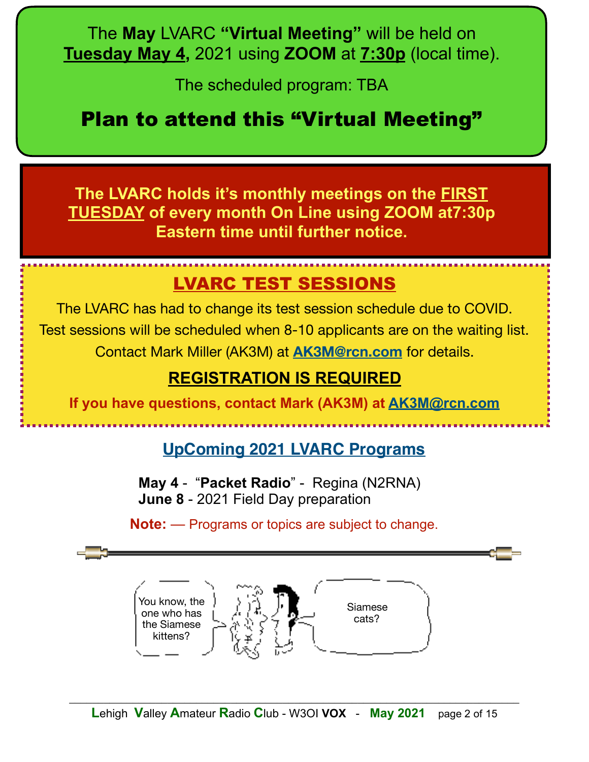The **May** LVARC **"Virtual Meeting"** will be held on **Tuesday May 4,** 2021 using **ZOOM** at **7:30p** (local time).

The scheduled program: TBA

# Plan to attend this "Virtual Meeting"

**The LVARC holds it's monthly meetings on the FIRST TUESDAY of every month On Line using ZOOM at7:30p Eastern time until further notice.**

## LVARC TEST SESSIONS

The LVARC has had to change its test session schedule due to COVID. Test sessions will be scheduled when 8-10 applicants are on the waiting list. Contact Mark Miller (AK3M) at AK3M@rcn.com for details.

**REGISTRATION IS REQUIRED**

**If you have questions, contact Mark (AK3M) at AK3M@rcn.com**

## UpComing 2021 LVARC Programs

**May 4** - "**Packet Radio**" - Regina (N2RNA)
**June 8** - 2021 Field Day preparation

**Note:** — Programs or topics are subject to change.

You know, the one who has the Siamese kittens?

Siamese cats?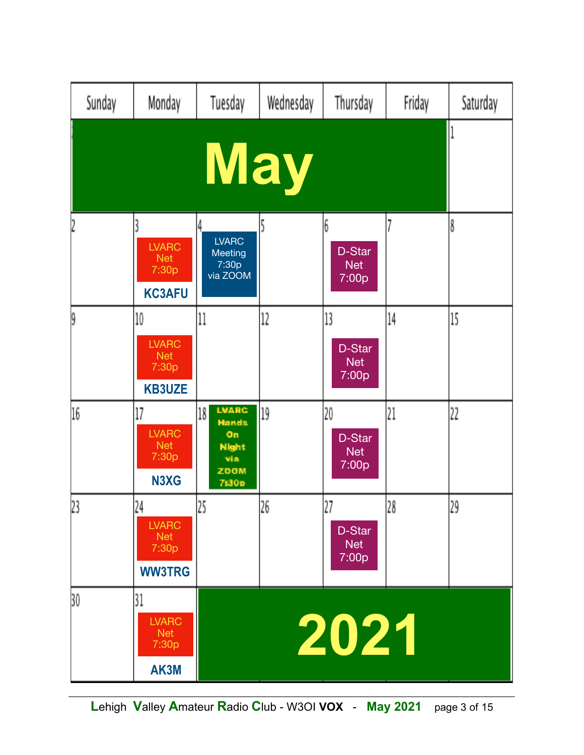# May 2021

| Sunday | Monday | Tuesday | Wednesday | Thursday | Friday | Saturday |
|---|---|---|---|---|---|---|
| | | | | | | 1 |
| 2 | 3 LVARC Net 7:30p KC3AFU | 4 LVARC Meeting 7:30p via ZOOM | 5 | 6 D-Star Net 7:00p | 7 | 8 |
| 9 | 10 LVARC Net 7:30p KB3UZE | 11 | 12 | 13 D-Star Net 7:00p | 14 | 15 |
| 16 | 17 LVARC Net 7:30p N3XG | 18 LVARC Hands On Night via ZOOM 7:30p | 19 | 20 D-Star Net 7:00p | 21 | 22 |
| 23 | 24 LVARC Net 7:30p WW3TRG | 25 | 26 | 27 D-Star Net 7:00p | 28 | 29 |
| 30 | 31 LVARC Net 7:30p AK3M | | | | | |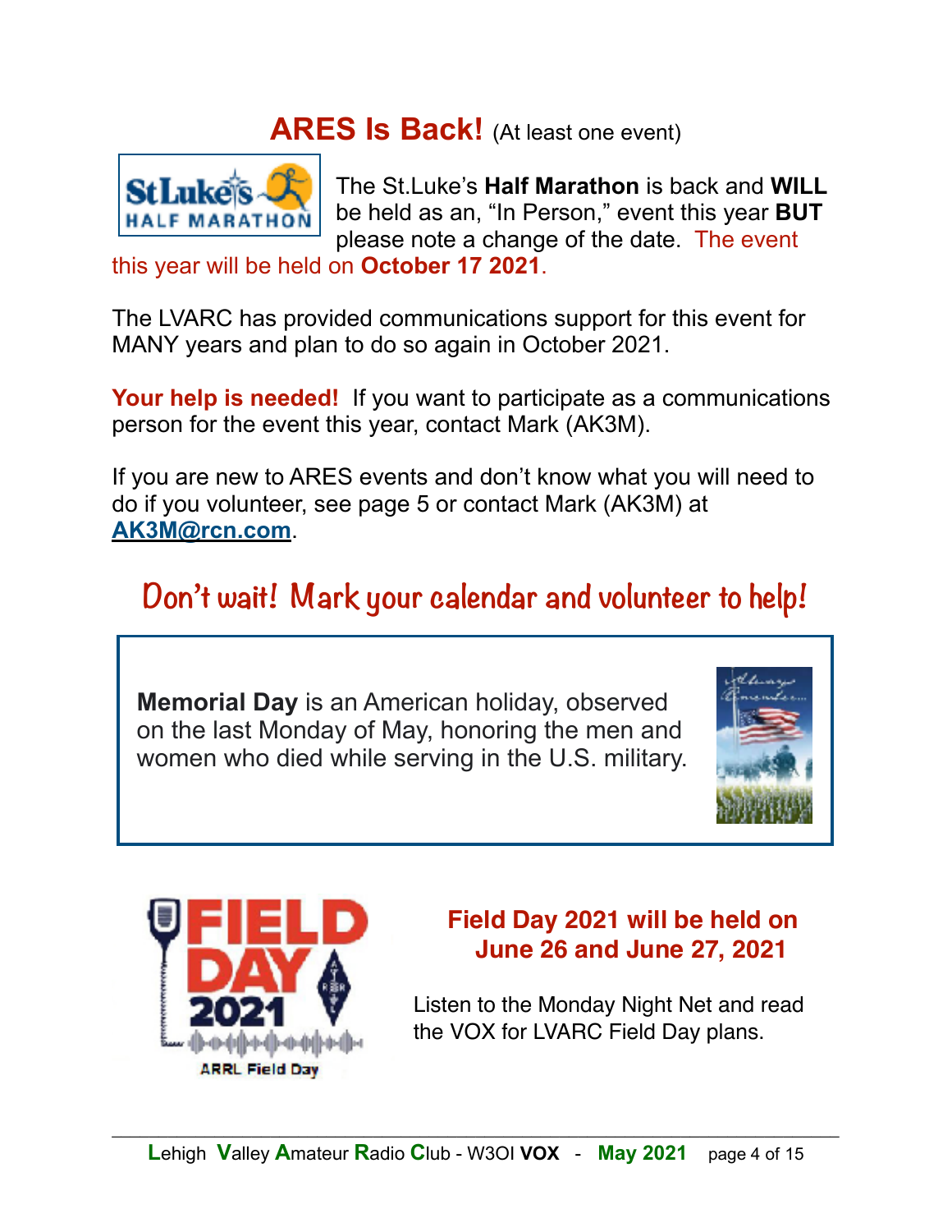## ARES Is Back! (At least one event)

The St.Luke's **Half Marathon** is back and **WILL** be held as an, "In Person," event this year **BUT** please note a change of the date. The event this year will be held on **October 17 2021**.

The LVARC has provided communications support for this event for MANY years and plan to do so again in October 2021.

**Your help is needed!** If you want to participate as a communications person for the event this year, contact Mark (AK3M).

If you are new to ARES events and don't know what you will need to do if you volunteer, see page 5 or contact Mark (AK3M) at **AK3M@rcn.com**.

## Don't wait! Mark your calendar and volunteer to help!

**Memorial Day** is an American holiday, observed on the last Monday of May, honoring the men and women who died while serving in the U.S. military.

### Field Day 2021 will be held on June 26 and June 27, 2021

Listen to the Monday Night Net and read the VOX for LVARC Field Day plans.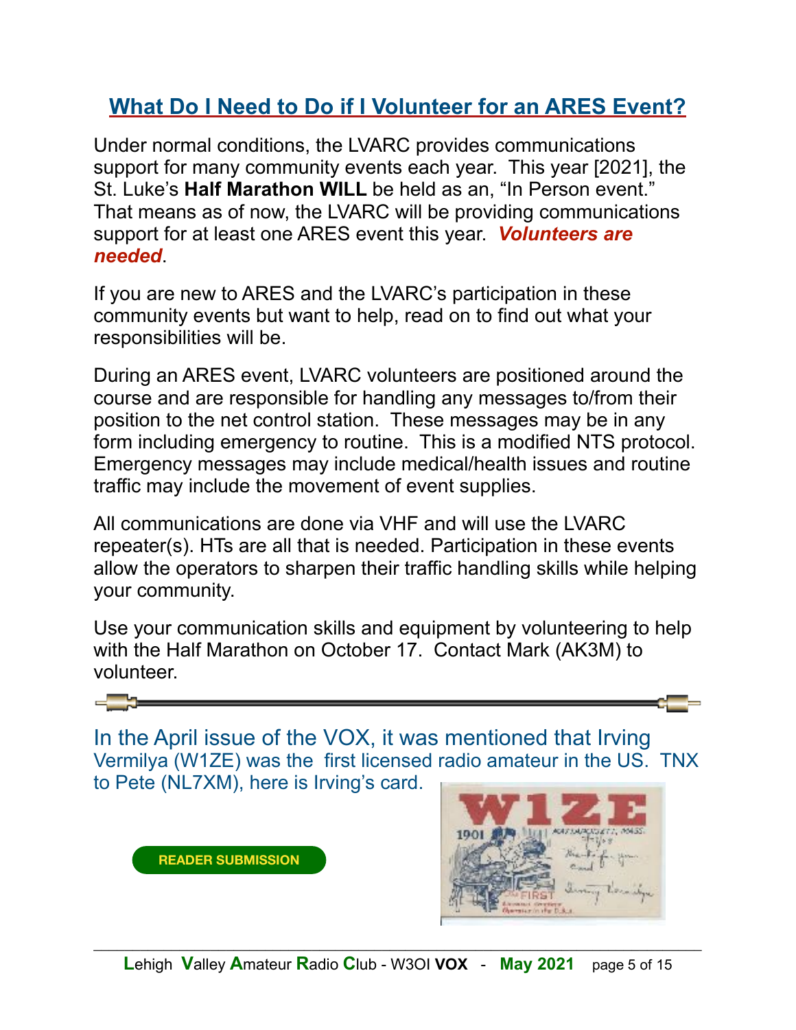## What Do I Need to Do if I Volunteer for an ARES Event?

Under normal conditions, the LVARC provides communications support for many community events each year. This year [2021], the St. Luke's **Half Marathon WILL** be held as an, "In Person event." That means as of now, the LVARC will be providing communications support for at least one ARES event this year. ***Volunteers are needed***.

If you are new to ARES and the LVARC's participation in these community events but want to help, read on to find out what your responsibilities will be.

During an ARES event, LVARC volunteers are positioned around the course and are responsible for handling any messages to/from their position to the net control station. These messages may be in any form including emergency to routine. This is a modified NTS protocol. Emergency messages may include medical/health issues and routine traffic may include the movement of event supplies.

All communications are done via VHF and will use the LVARC repeater(s). HTs are all that is needed. Participation in these events allow the operators to sharpen their traffic handling skills while helping your community.

Use your communication skills and equipment by volunteering to help with the Half Marathon on October 17. Contact Mark (AK3M) to volunteer.

---

In the April issue of the VOX, it was mentioned that Irving Vermilya (W1ZE) was the first licensed radio amateur in the US. TNX to Pete (NL7XM), here is Irving's card.

**READER SUBMISSION**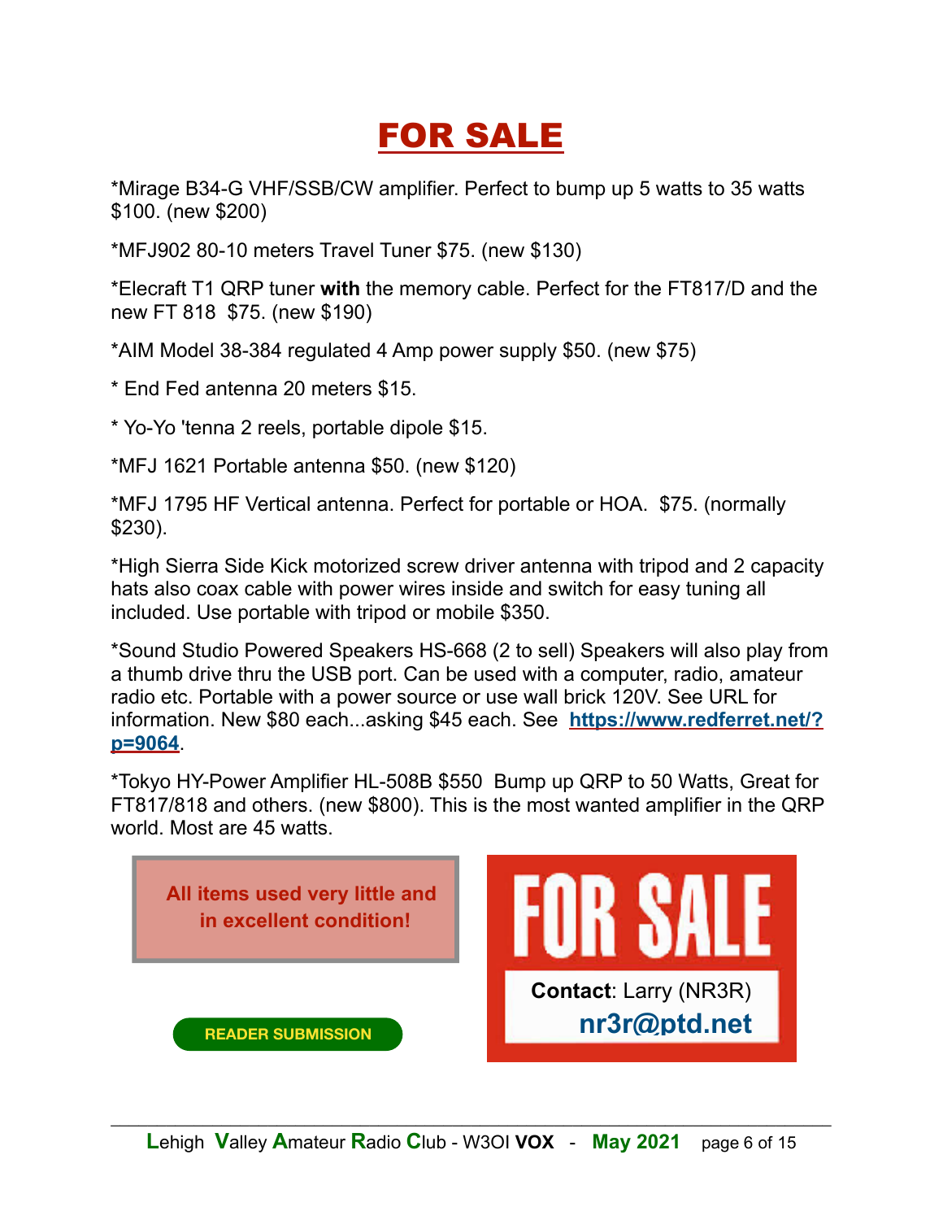# FOR SALE

*Mirage B34-G VHF/SSB/CW amplifier. Perfect to bump up 5 watts to 35 watts $100. (new $200)

*MFJ902 80-10 meters Travel Tuner $75. (new $130)

*Elecraft T1 QRP tuner **with** the memory cable. Perfect for the FT817/D and the new FT 818  $75. (new $190)

*AIM Model 38-384 regulated 4 Amp power supply $50. (new $75)

* End Fed antenna 20 meters $15.

* Yo-Yo 'tenna 2 reels, portable dipole $15.

*MFJ 1621 Portable antenna $50. (new $120)

*MFJ 1795 HF Vertical antenna. Perfect for portable or HOA.  $75. (normally $230).

*High Sierra Side Kick motorized screw driver antenna with tripod and 2 capacity hats also coax cable with power wires inside and switch for easy tuning all included. Use portable with tripod or mobile $350.

*Sound Studio Powered Speakers HS-668 (2 to sell) Speakers will also play from a thumb drive thru the USB port. Can be used with a computer, radio, amateur radio etc. Portable with a power source or use wall brick 120V. See URL for information. New $80 each...asking $45 each. See  **https://www.redferret.net/?p=9064**.

*Tokyo HY-Power Amplifier HL-508B $550  Bump up QRP to 50 Watts, Great for FT817/818 and others. (new $800). This is the most wanted amplifier in the QRP world. Most are 45 watts.

**All items used very little and in excellent condition!**

**READER SUBMISSION**

**FOR SALE**

**Contact**: Larry (NR3R)
**nr3r@ptd.net**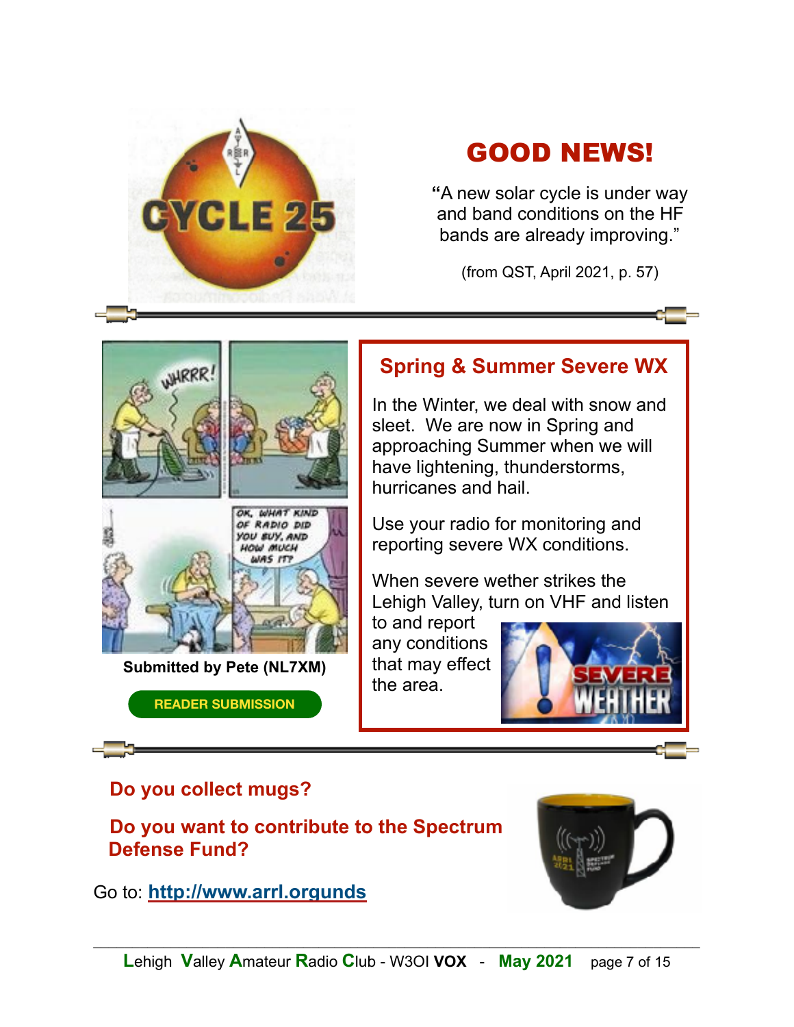## GOOD NEWS!

**"**A new solar cycle is under way and band conditions on the HF bands are already improving."

(from QST, April 2021, p. 57)

Submitted by Pete (NL7XM)

READER SUBMISSION

## Spring & Summer Severe WX

In the Winter, we deal with snow and sleet. We are now in Spring and approaching Summer when we will have lightening, thunderstorms, hurricanes and hail.

Use your radio for monitoring and reporting severe WX conditions.

When severe wether strikes the Lehigh Valley, turn on VHF and listen to and report any conditions that may effect the area.

### Do you collect mugs?

### Do you want to contribute to the Spectrum Defense Fund?

Go to: **http://www.arrl.orgunds**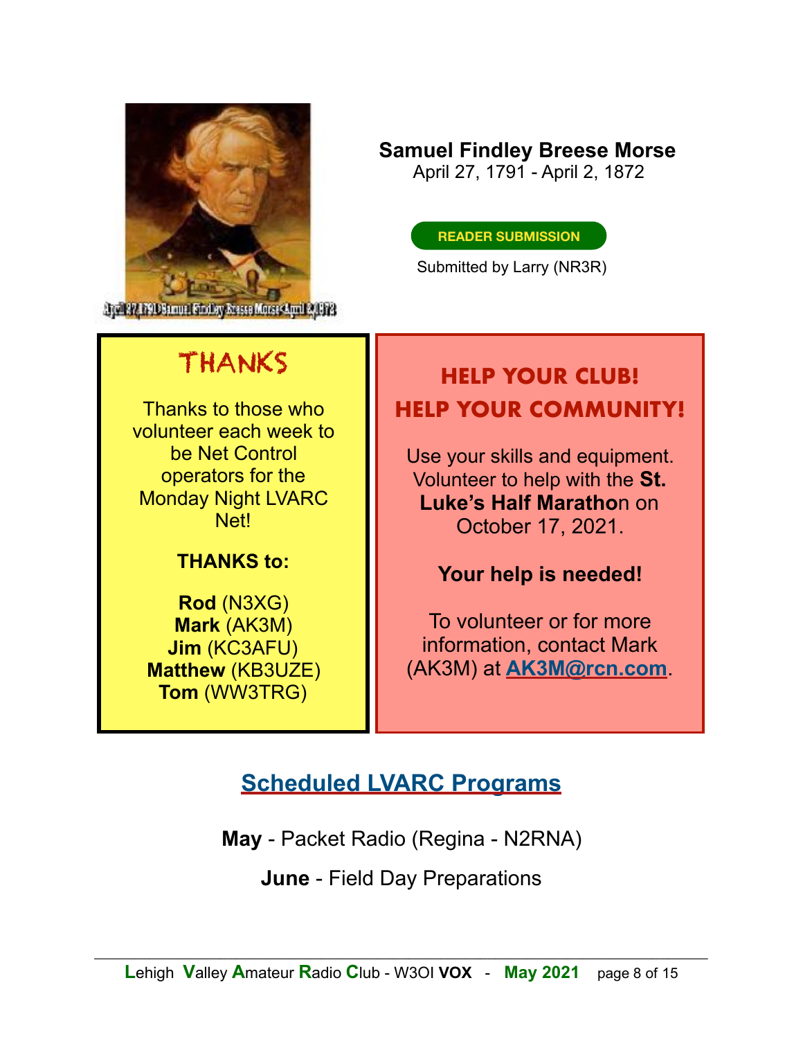**Samuel Findley Breese Morse**
April 27, 1791 - April 2, 1872

READER SUBMISSION

Submitted by Larry (NR3R)

## THANKS

Thanks to those who volunteer each week to be Net Control operators for the Monday Night LVARC Net!

**THANKS to:**

**Rod** (N3XG)
**Mark** (AK3M)
**Jim** (KC3AFU)
**Matthew** (KB3UZE)
**Tom** (WW3TRG)

## HELP YOUR CLUB!
## HELP YOUR COMMUNITY!

Use your skills and equipment. Volunteer to help with the **St. Luke's Half Marathon** on October 17, 2021.

**Your help is needed!**

To volunteer or for more information, contact Mark (AK3M) at **AK3M@rcn.com**.

## Scheduled LVARC Programs

**May** - Packet Radio (Regina - N2RNA)

**June** - Field Day Preparations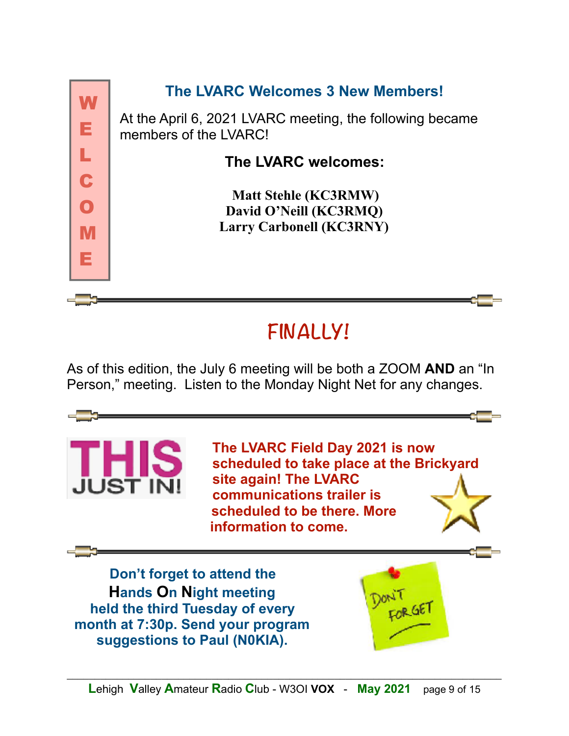WELCOME

## The LVARC Welcomes 3 New Members!

At the April 6, 2021 LVARC meeting, the following became members of the LVARC!

**The LVARC welcomes:**

**Matt Stehle (KC3RMW)**
**David O'Neill (KC3RMQ)**
**Larry Carbonell (KC3RNY)**

## FINALLY!

As of this edition, the July 6 meeting will be both a ZOOM **AND** an "In Person," meeting. Listen to the Monday Night Net for any changes.

THIS JUST IN!

**The LVARC Field Day 2021 is now scheduled to take place at the Brickyard site again! The LVARC communications trailer is scheduled to be there. More information to come.**

**Don't forget to attend the Hands On Night meeting held the third Tuesday of every month at 7:30p. Send your program suggestions to Paul (N0KIA).**

DON'T FORGET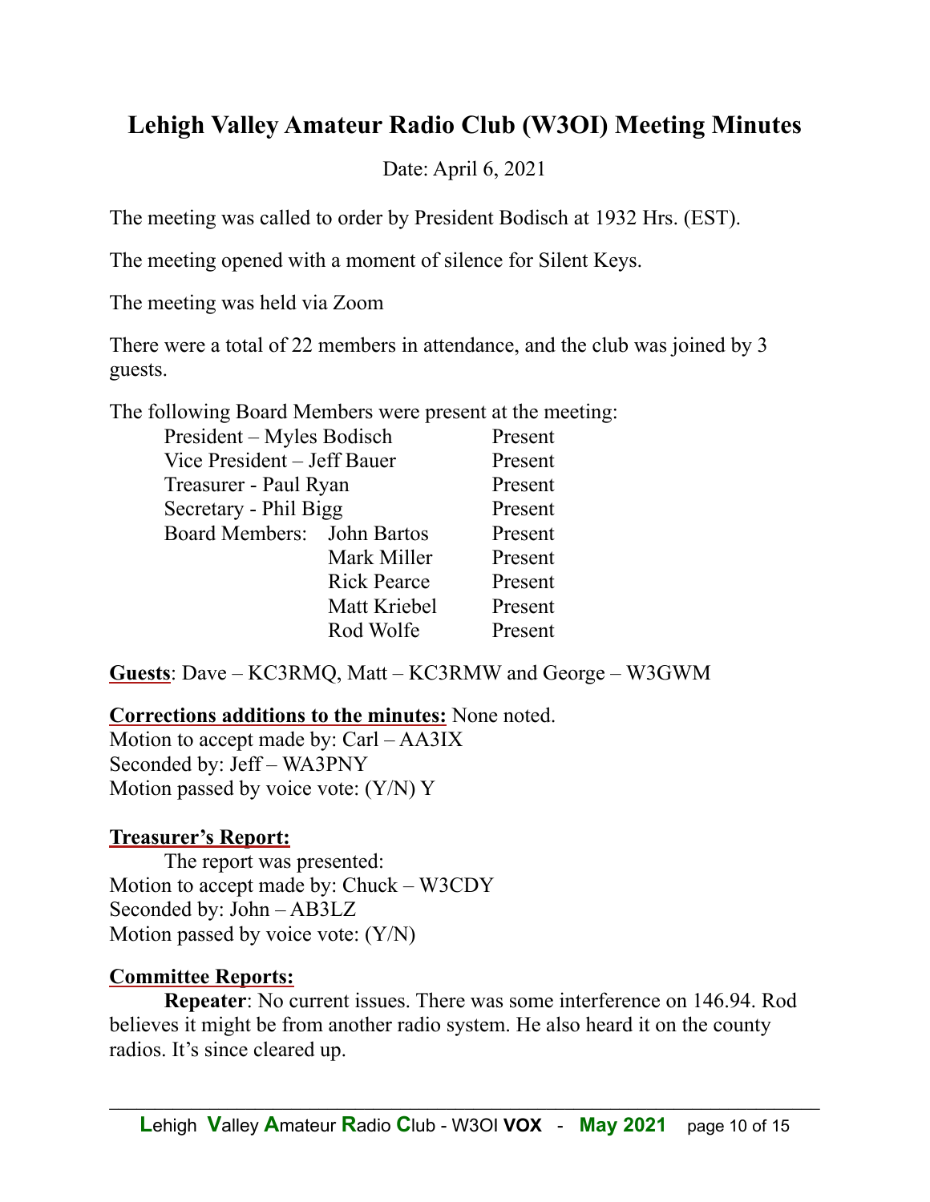# Lehigh Valley Amateur Radio Club (W3OI) Meeting Minutes

Date: April 6, 2021

The meeting was called to order by President Bodisch at 1932 Hrs. (EST).

The meeting opened with a moment of silence for Silent Keys.

The meeting was held via Zoom

There were a total of 22 members in attendance, and the club was joined by 3 guests.

The following Board Members were present at the meeting:

| | | |
|---|---|---|
| President – Myles Bodisch | | Present |
| Vice President – Jeff Bauer | | Present |
| Treasurer - Paul Ryan | | Present |
| Secretary - Phil Bigg | | Present |
| Board Members: | John Bartos | Present |
| | Mark Miller | Present |
| | Rick Pearce | Present |
| | Matt Kriebel | Present |
| | Rod Wolfe | Present |

**Guests**: Dave – KC3RMQ, Matt – KC3RMW and George – W3GWM

**Corrections additions to the minutes:** None noted.
Motion to accept made by: Carl – AA3IX
Seconded by: Jeff – WA3PNY
Motion passed by voice vote: (Y/N) Y

**Treasurer's Report:**

The report was presented:
Motion to accept made by: Chuck – W3CDY
Seconded by: John – AB3LZ
Motion passed by voice vote: (Y/N)

**Committee Reports:**

**Repeater**: No current issues. There was some interference on 146.94. Rod believes it might be from another radio system. He also heard it on the county radios. It's since cleared up.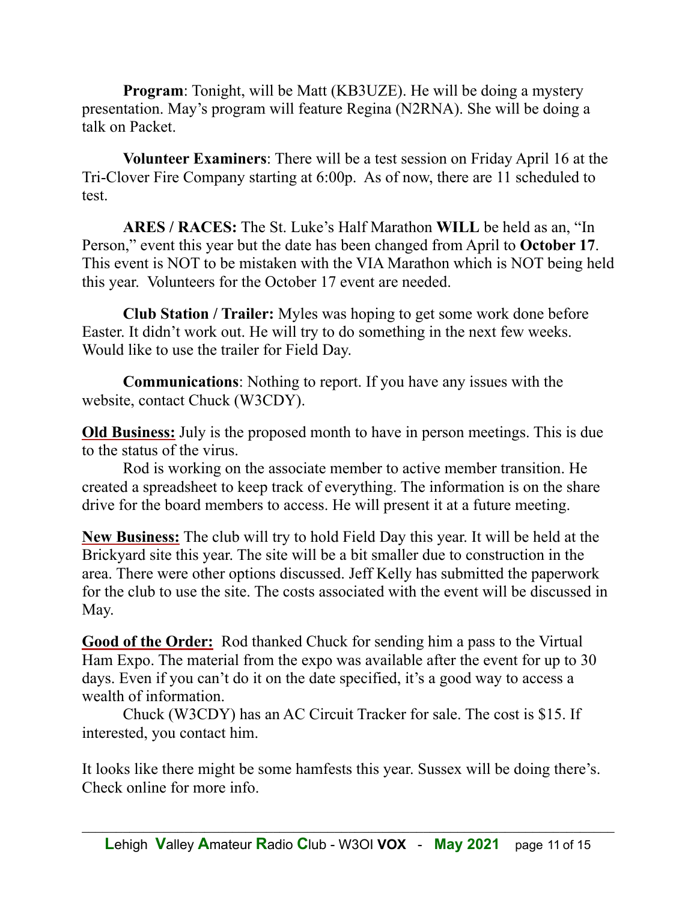**Program**: Tonight, will be Matt (KB3UZE). He will be doing a mystery presentation. May's program will feature Regina (N2RNA). She will be doing a talk on Packet.

**Volunteer Examiners**: There will be a test session on Friday April 16 at the Tri-Clover Fire Company starting at 6:00p. As of now, there are 11 scheduled to test.

**ARES / RACES:** The St. Luke's Half Marathon **WILL** be held as an, "In Person," event this year but the date has been changed from April to **October 17**. This event is NOT to be mistaken with the VIA Marathon which is NOT being held this year. Volunteers for the October 17 event are needed.

**Club Station / Trailer:** Myles was hoping to get some work done before Easter. It didn't work out. He will try to do something in the next few weeks. Would like to use the trailer for Field Day.

**Communications**: Nothing to report. If you have any issues with the website, contact Chuck (W3CDY).

**Old Business:** July is the proposed month to have in person meetings. This is due to the status of the virus.

Rod is working on the associate member to active member transition. He created a spreadsheet to keep track of everything. The information is on the share drive for the board members to access. He will present it at a future meeting.

**New Business:** The club will try to hold Field Day this year. It will be held at the Brickyard site this year. The site will be a bit smaller due to construction in the area. There were other options discussed. Jeff Kelly has submitted the paperwork for the club to use the site. The costs associated with the event will be discussed in May.

**Good of the Order:** Rod thanked Chuck for sending him a pass to the Virtual Ham Expo. The material from the expo was available after the event for up to 30 days. Even if you can't do it on the date specified, it's a good way to access a wealth of information.

Chuck (W3CDY) has an AC Circuit Tracker for sale. The cost is $15. If interested, you contact him.

It looks like there might be some hamfests this year. Sussex will be doing there's. Check online for more info.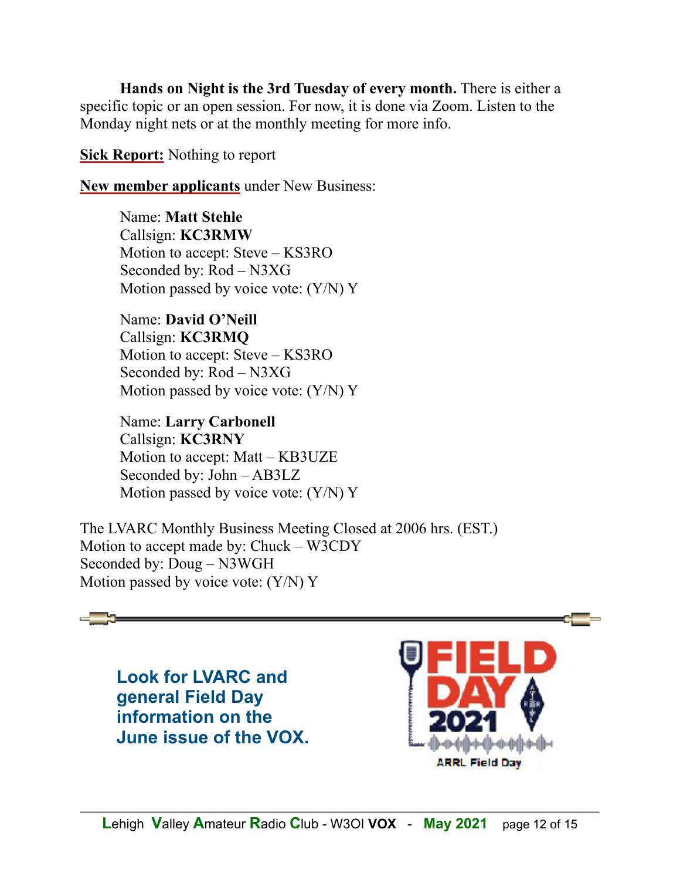**Hands on Night is the 3rd Tuesday of every month.** There is either a specific topic or an open session. For now, it is done via Zoom. Listen to the Monday night nets or at the monthly meeting for more info.

**Sick Report:** Nothing to report

**New member applicants** under New Business:

Name: **Matt Stehle**
Callsign: **KC3RMW**
Motion to accept: Steve – KS3RO
Seconded by: Rod – N3XG
Motion passed by voice vote: (Y/N) Y

Name: **David O'Neill**
Callsign: **KC3RMQ**
Motion to accept: Steve – KS3RO
Seconded by: Rod – N3XG
Motion passed by voice vote: (Y/N) Y

Name: **Larry Carbonell**
Callsign: **KC3RNY**
Motion to accept: Matt – KB3UZE
Seconded by: John – AB3LZ
Motion passed by voice vote: (Y/N) Y

The LVARC Monthly Business Meeting Closed at 2006 hrs. (EST.)
Motion to accept made by: Chuck – W3CDY
Seconded by: Doug – N3WGH
Motion passed by voice vote: (Y/N) Y

---

**Look for LVARC and general Field Day information on the June issue of the VOX.**

FIELD DAY 2021
ARRL Field Day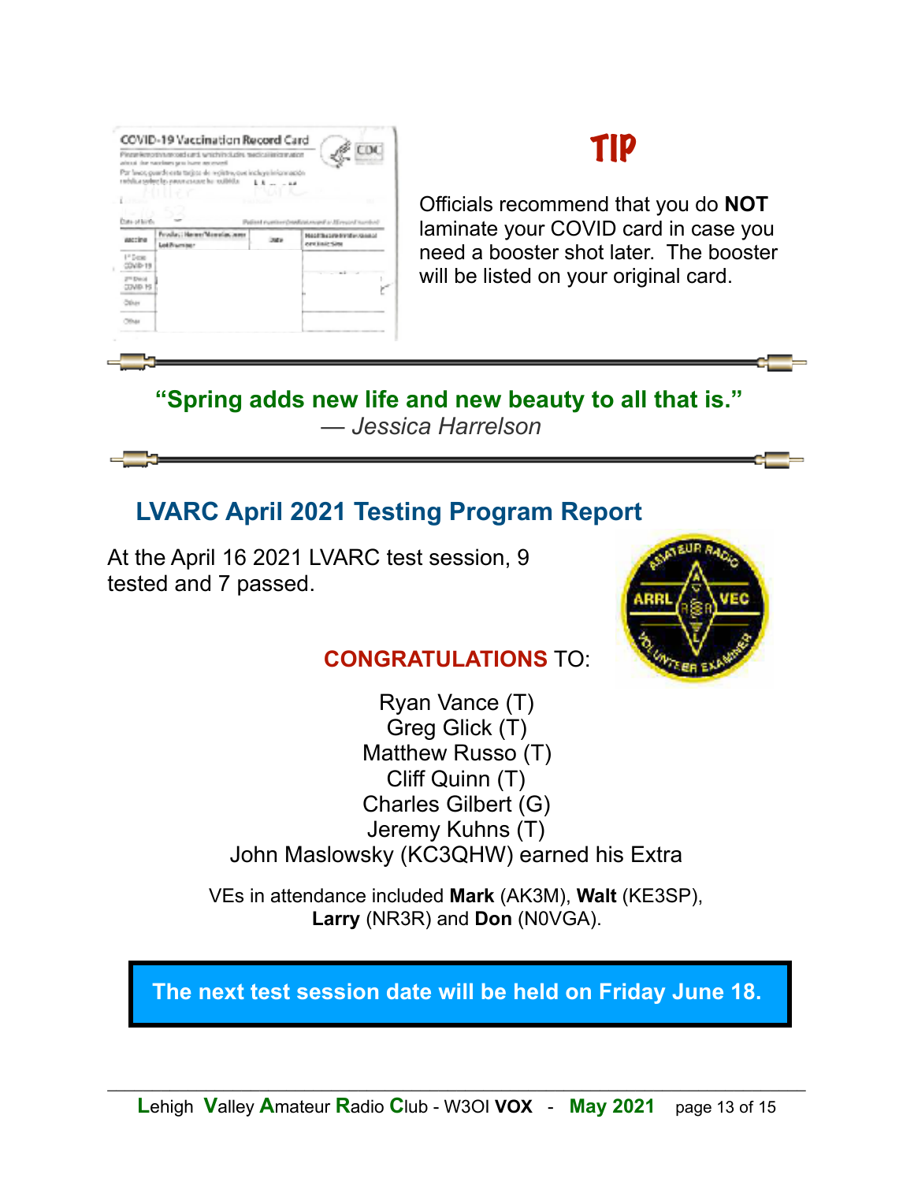## TIP

Officials recommend that you do **NOT** laminate your COVID card in case you need a booster shot later. The booster will be listed on your original card.

**"Spring adds new life and new beauty to all that is."**
*— Jessica Harrelson*

## LVARC April 2021 Testing Program Report

At the April 16 2021 LVARC test session, 9 tested and 7 passed.

**CONGRATULATIONS** TO:

Ryan Vance (T)
Greg Glick (T)
Matthew Russo (T)
Cliff Quinn (T)
Charles Gilbert (G)
Jeremy Kuhns (T)
John Maslowsky (KC3QHW) earned his Extra

VEs in attendance included **Mark** (AK3M), **Walt** (KE3SP), **Larry** (NR3R) and **Don** (N0VGA).

**The next test session date will be held on Friday June 18.**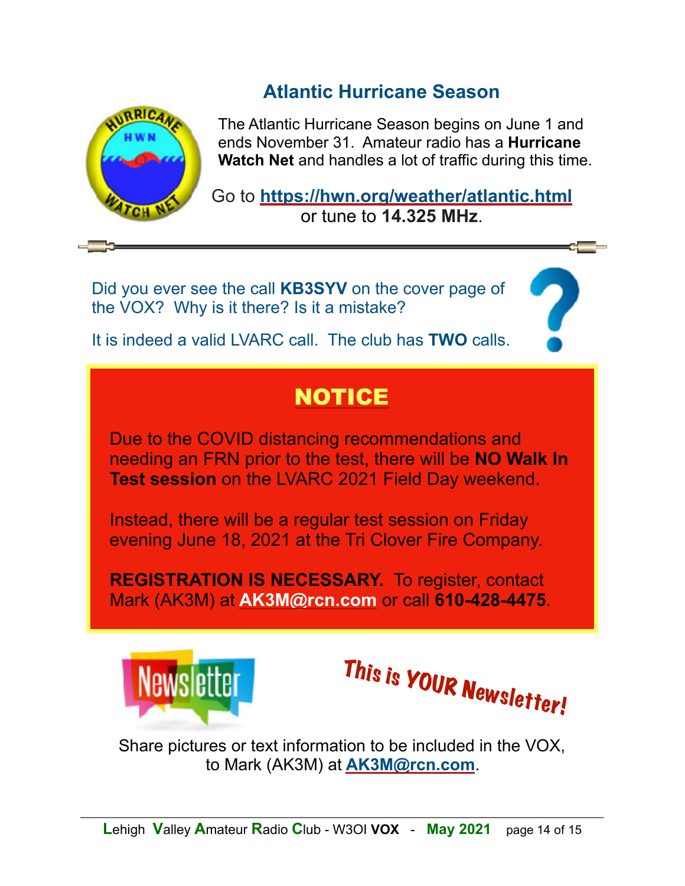## Atlantic Hurricane Season

The Atlantic Hurricane Season begins on June 1 and ends November 31. Amateur radio has a **Hurricane Watch Net** and handles a lot of traffic during this time.

Go to **https://hwn.org/weather/atlantic.html** or tune to **14.325 MHz**.

Did you ever see the call **KB3SYV** on the cover page of the VOX? Why is it there? Is it a mistake?

It is indeed a valid LVARC call. The club has **TWO** calls.

## NOTICE

Due to the COVID distancing recommendations and needing an FRN prior to the test, there will be **NO Walk In Test session** on the LVARC 2021 Field Day weekend.

Instead, there will be a regular test session on Friday evening June 18, 2021 at the Tri Clover Fire Company.

**REGISTRATION IS NECESSARY.** To register, contact Mark (AK3M) at **AK3M@rcn.com** or call **610-428-4475**.

Newsletter

*This is YOUR Newsletter!*

Share pictures or text information to be included in the VOX, to Mark (AK3M) at **AK3M@rcn.com**.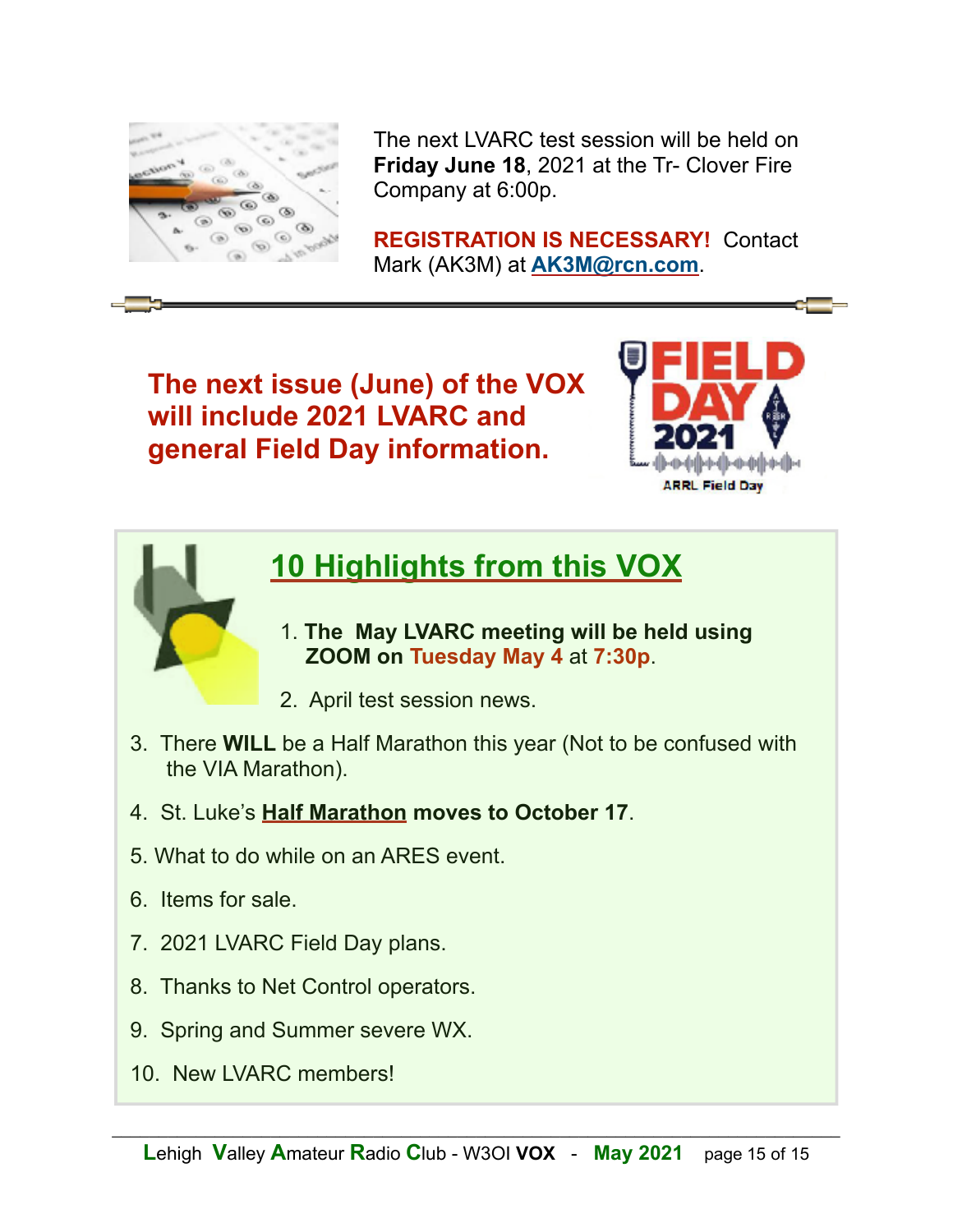The next LVARC test session will be held on **Friday June 18**, 2021 at the Tr- Clover Fire Company at 6:00p.

**REGISTRATION IS NECESSARY!** Contact Mark (AK3M) at **AK3M@rcn.com**.

**The next issue (June) of the VOX will include 2021 LVARC and general Field Day information.**

## 10 Highlights from this VOX

1. **The May LVARC meeting will be held using ZOOM on Tuesday May 4** at **7:30p**.
2. April test session news.
3. There **WILL** be a Half Marathon this year (Not to be confused with the VIA Marathon).
4. St. Luke's **Half Marathon moves to October 17**.
5. What to do while on an ARES event.
6. Items for sale.
7. 2021 LVARC Field Day plans.
8. Thanks to Net Control operators.
9. Spring and Summer severe WX.
10. New LVARC members!